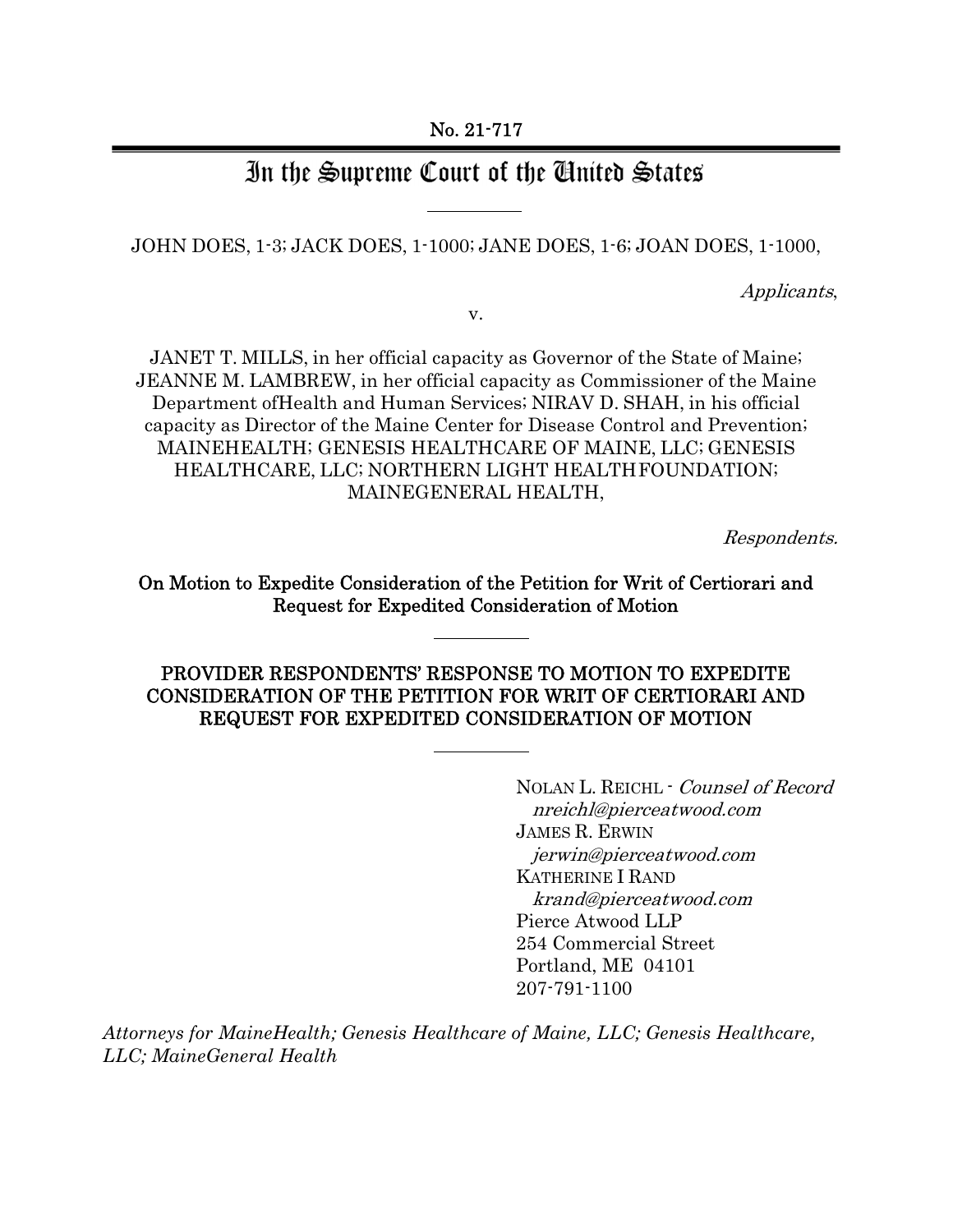No. 21-717

# In the Supreme Court of the United States

---

JOHN DOES, 1-3; JACK DOES, 1-1000; JANE DOES, 1-6; JOAN DOES, 1-1000,

*Applicants*,

v.

JANET T. MILLS, in her official capacity as Governor of the State of Maine; JEANNE M. LAMBREW, in her official capacity as Commissioner of the Maine Department ofHealth and Human Services; NIRAV D. SHAH, in his official capacity as Director of the Maine Center for Disease Control and Prevention; MAINEHEALTH; GENESIS HEALTHCARE OF MAINE, LLC; GENESIS HEALTHCARE, LLC; NORTHERN LIGHT HEALTHFOUNDATION; MAINEGENERAL HEALTH,

*Respondents.*

**On Motion to Expedite Consideration of the Petition for Writ of Certiorari and Request for Expedited Consideration of Motion**

---

**PROVIDER RESPONDENTS' RESPONSE TO MOTION TO EXPEDITE CONSIDERATION OF THE PETITION FOR WRIT OF CERTIORARI AND REQUEST FOR EXPEDITED CONSIDERATION OF MOTION**

---

NOLAN L. REICHL - *Counsel of Record*
*nreichl@pierceatwood.com*
JAMES R. ERWIN
*jerwin@pierceatwood.com*
KATHERINE I RAND
*krand@pierceatwood.com*
Pierce Atwood LLP
254 Commercial Street
Portland, ME 04101
207-791-1100

*Attorneys for MaineHealth; Genesis Healthcare of Maine, LLC; Genesis Healthcare, LLC; MaineGeneral Health*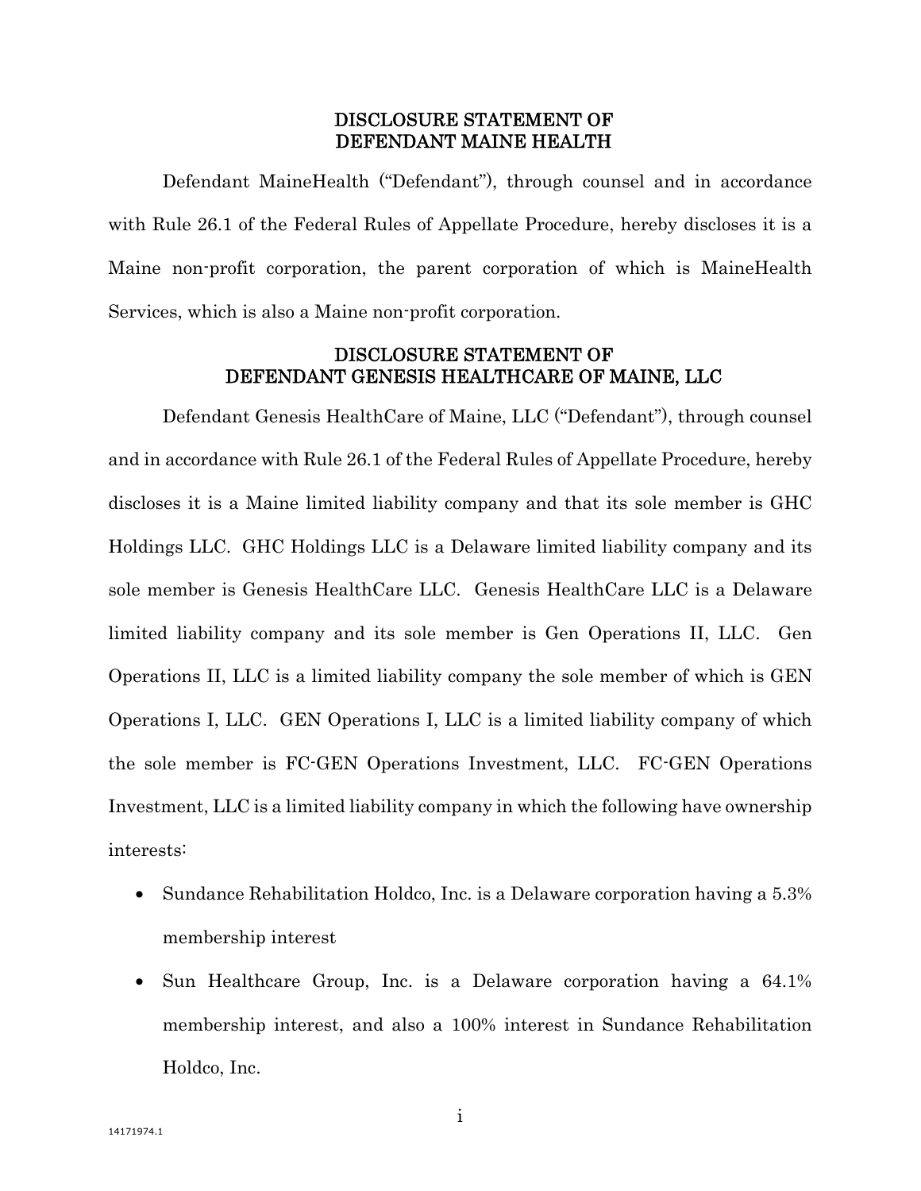## DISCLOSURE STATEMENT OF DEFENDANT MAINE HEALTH

Defendant MaineHealth ("Defendant"), through counsel and in accordance with Rule 26.1 of the Federal Rules of Appellate Procedure, hereby discloses it is a Maine non-profit corporation, the parent corporation of which is MaineHealth Services, which is also a Maine non-profit corporation.

## DISCLOSURE STATEMENT OF DEFENDANT GENESIS HEALTHCARE OF MAINE, LLC

Defendant Genesis HealthCare of Maine, LLC ("Defendant"), through counsel and in accordance with Rule 26.1 of the Federal Rules of Appellate Procedure, hereby discloses it is a Maine limited liability company and that its sole member is GHC Holdings LLC. GHC Holdings LLC is a Delaware limited liability company and its sole member is Genesis HealthCare LLC. Genesis HealthCare LLC is a Delaware limited liability company and its sole member is Gen Operations II, LLC. Gen Operations II, LLC is a limited liability company the sole member of which is GEN Operations I, LLC. GEN Operations I, LLC is a limited liability company of which the sole member is FC-GEN Operations Investment, LLC. FC-GEN Operations Investment, LLC is a limited liability company in which the following have ownership interests:

- Sundance Rehabilitation Holdco, Inc. is a Delaware corporation having a 5.3% membership interest
- Sun Healthcare Group, Inc. is a Delaware corporation having a 64.1% membership interest, and also a 100% interest in Sundance Rehabilitation Holdco, Inc.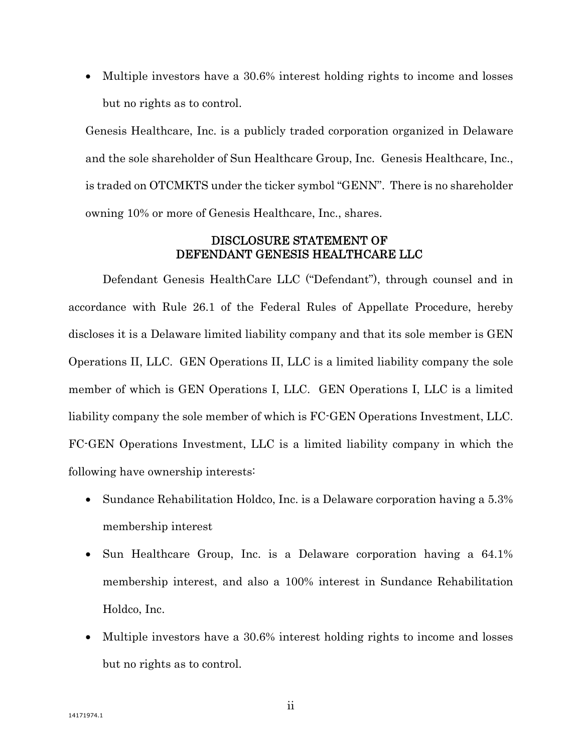- Multiple investors have a 30.6% interest holding rights to income and losses but no rights as to control.

Genesis Healthcare, Inc. is a publicly traded corporation organized in Delaware and the sole shareholder of Sun Healthcare Group, Inc. Genesis Healthcare, Inc., is traded on OTCMKTS under the ticker symbol "GENN". There is no shareholder owning 10% or more of Genesis Healthcare, Inc., shares.

## DISCLOSURE STATEMENT OF DEFENDANT GENESIS HEALTHCARE LLC

Defendant Genesis HealthCare LLC ("Defendant"), through counsel and in accordance with Rule 26.1 of the Federal Rules of Appellate Procedure, hereby discloses it is a Delaware limited liability company and that its sole member is GEN Operations II, LLC. GEN Operations II, LLC is a limited liability company the sole member of which is GEN Operations I, LLC. GEN Operations I, LLC is a limited liability company the sole member of which is FC-GEN Operations Investment, LLC. FC-GEN Operations Investment, LLC is a limited liability company in which the following have ownership interests:

- Sundance Rehabilitation Holdco, Inc. is a Delaware corporation having a 5.3% membership interest
- Sun Healthcare Group, Inc. is a Delaware corporation having a 64.1% membership interest, and also a 100% interest in Sundance Rehabilitation Holdco, Inc.
- Multiple investors have a 30.6% interest holding rights to income and losses but no rights as to control.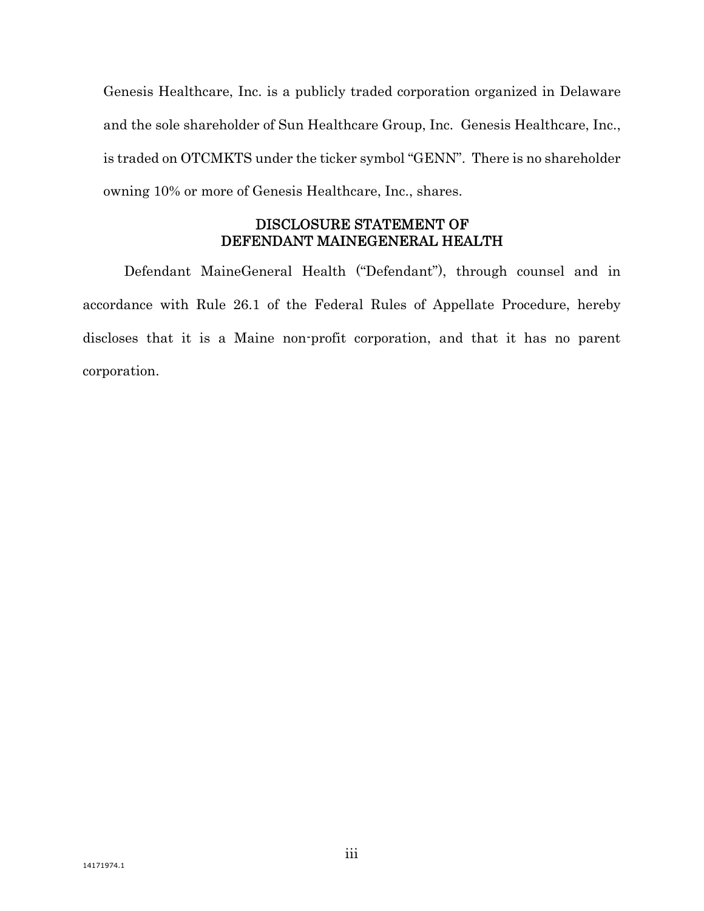Genesis Healthcare, Inc. is a publicly traded corporation organized in Delaware and the sole shareholder of Sun Healthcare Group, Inc. Genesis Healthcare, Inc., is traded on OTCMKTS under the ticker symbol "GENN". There is no shareholder owning 10% or more of Genesis Healthcare, Inc., shares.

## DISCLOSURE STATEMENT OF DEFENDANT MAINEGENERAL HEALTH

Defendant MaineGeneral Health ("Defendant"), through counsel and in accordance with Rule 26.1 of the Federal Rules of Appellate Procedure, hereby discloses that it is a Maine non-profit corporation, and that it has no parent corporation.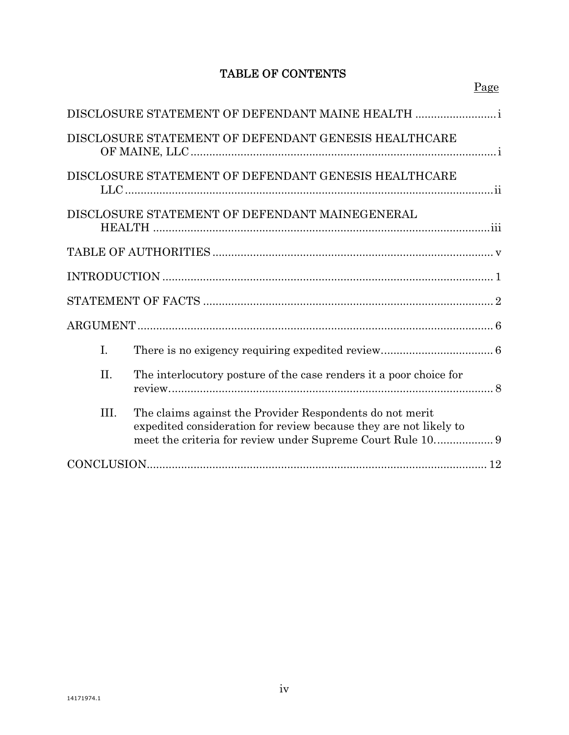# TABLE OF CONTENTS

Page

DISCLOSURE STATEMENT OF DEFENDANT MAINE HEALTH .......................... i

DISCLOSURE STATEMENT OF DEFENDANT GENESIS HEALTHCARE OF MAINE, LLC .......................... i

DISCLOSURE STATEMENT OF DEFENDANT GENESIS HEALTHCARE LLC .......................... ii

DISCLOSURE STATEMENT OF DEFENDANT MAINEGENERAL HEALTH .......................... iii

TABLE OF AUTHORITIES .......................... v

INTRODUCTION .......................... 1

STATEMENT OF FACTS .......................... 2

ARGUMENT .......................... 6

I. There is no exigency requiring expedited review .......................... 6

II. The interlocutory posture of the case renders it a poor choice for review .......................... 8

III. The claims against the Provider Respondents do not merit expedited consideration for review because they are not likely to meet the criteria for review under Supreme Court Rule 10. .......................... 9

CONCLUSION .......................... 12

14171974.1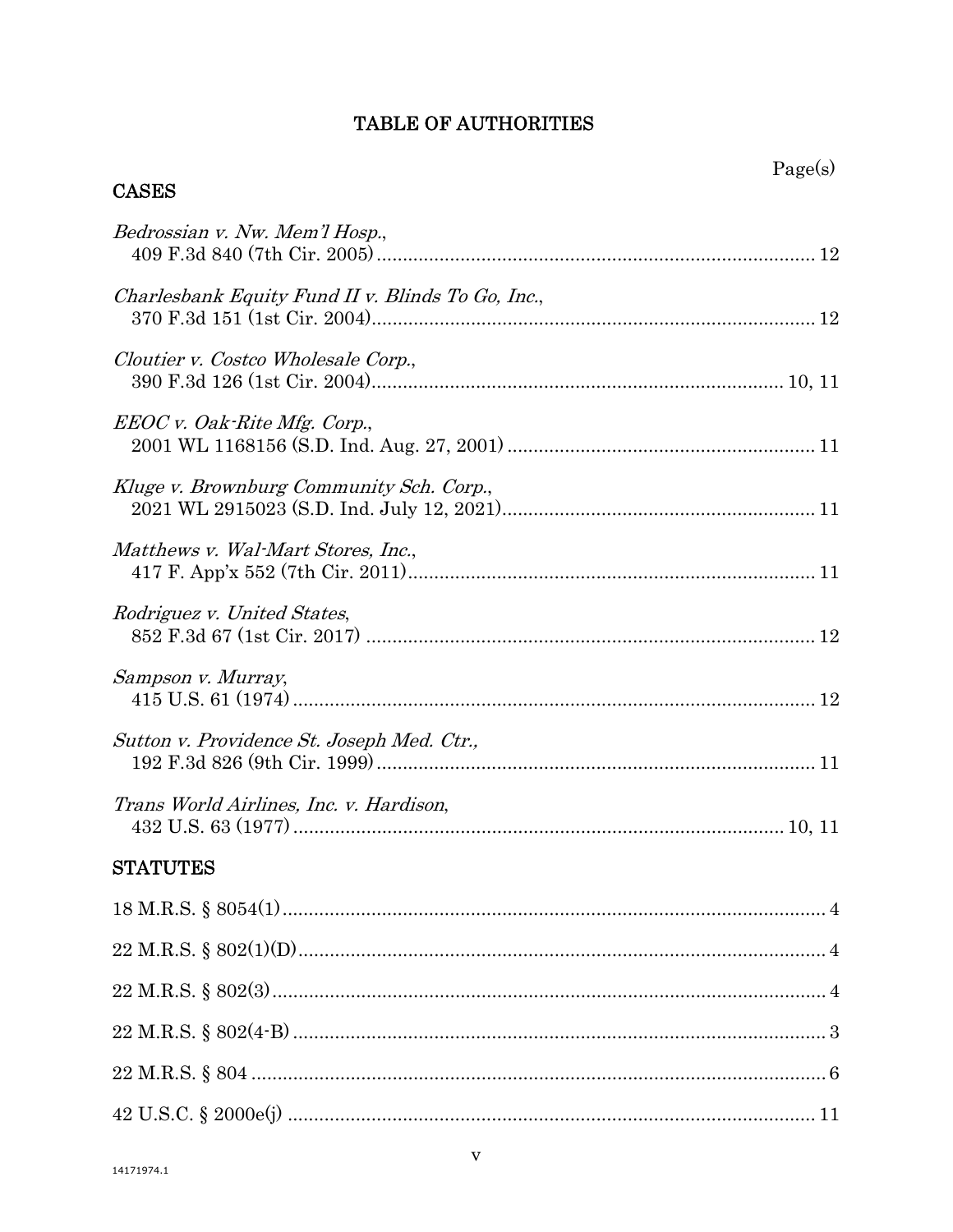# TABLE OF AUTHORITIES

| | Page(s) |
|---|---|
| **CASES** | |
| *Bedrossian v. Nw. Mem'l Hosp.*, 409 F.3d 840 (7th Cir. 2005) | 12 |
| *Charlesbank Equity Fund II v. Blinds To Go, Inc.*, 370 F.3d 151 (1st Cir. 2004) | 12 |
| *Cloutier v. Costco Wholesale Corp.*, 390 F.3d 126 (1st Cir. 2004) | 10, 11 |
| *EEOC v. Oak-Rite Mfg. Corp.*, 2001 WL 1168156 (S.D. Ind. Aug. 27, 2001) | 11 |
| *Kluge v. Brownburg Community Sch. Corp.*, 2021 WL 2915023 (S.D. Ind. July 12, 2021) | 11 |
| *Matthews v. Wal-Mart Stores, Inc.*, 417 F. App'x 552 (7th Cir. 2011) | 11 |
| *Rodriguez v. United States*, 852 F.3d 67 (1st Cir. 2017) | 12 |
| *Sampson v. Murray*, 415 U.S. 61 (1974) | 12 |
| *Sutton v. Providence St. Joseph Med. Ctr.*, 192 F.3d 826 (9th Cir. 1999) | 11 |
| *Trans World Airlines, Inc. v. Hardison*, 432 U.S. 63 (1977) | 10, 11 |
| **STATUTES** | |
| 18 M.R.S. § 8054(1) | 4 |
| 22 M.R.S. § 802(1)(D) | 4 |
| 22 M.R.S. § 802(3) | 4 |
| 22 M.R.S. § 802(4-B) | 3 |
| 22 M.R.S. § 804 | 6 |
| 42 U.S.C. § 2000e(j) | 11 |

14171974.1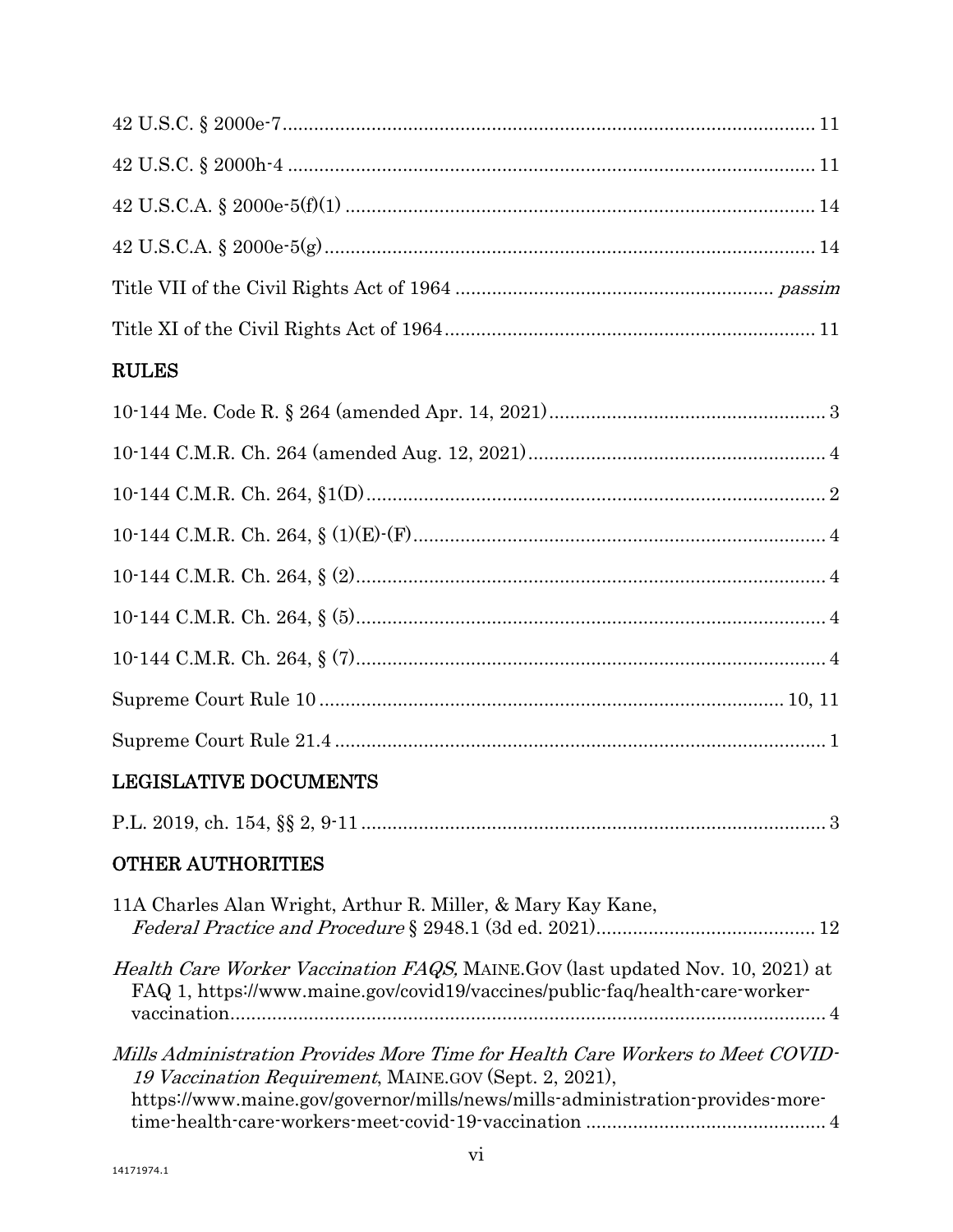42 U.S.C. § 2000e-7 .......... 11

42 U.S.C. § 2000h-4 .......... 11

42 U.S.C.A. § 2000e-5(f)(1) .......... 14

42 U.S.C.A. § 2000e-5(g) .......... 14

Title VII of the Civil Rights Act of 1964 .......... *passim*

Title XI of the Civil Rights Act of 1964 .......... 11

## RULES

10-144 Me. Code R. § 264 (amended Apr. 14, 2021) .......... 3

10-144 C.M.R. Ch. 264 (amended Aug. 12, 2021) .......... 4

10-144 C.M.R. Ch. 264, §1(D) .......... 2

10-144 C.M.R. Ch. 264, § (1)(E)-(F) .......... 4

10-144 C.M.R. Ch. 264, § (2) .......... 4

10-144 C.M.R. Ch. 264, § (5) .......... 4

10-144 C.M.R. Ch. 264, § (7) .......... 4

Supreme Court Rule 10 .......... 10, 11

Supreme Court Rule 21.4 .......... 1

## LEGISLATIVE DOCUMENTS

P.L. 2019, ch. 154, §§ 2, 9-11 .......... 3

## OTHER AUTHORITIES

11A Charles Alan Wright, Arthur R. Miller, & Mary Kay Kane, *Federal Practice and Procedure* § 2948.1 (3d ed. 2021) .......... 12

*Health Care Worker Vaccination FAQS,* MAINE.GOV (last updated Nov. 10, 2021) at FAQ 1, https://www.maine.gov/covid19/vaccines/public-faq/health-care-worker-vaccination .......... 4

*Mills Administration Provides More Time for Health Care Workers to Meet COVID-19 Vaccination Requirement*, MAINE.GOV (Sept. 2, 2021), https://www.maine.gov/governor/mills/news/mills-administration-provides-more-time-health-care-workers-meet-covid-19-vaccination .......... 4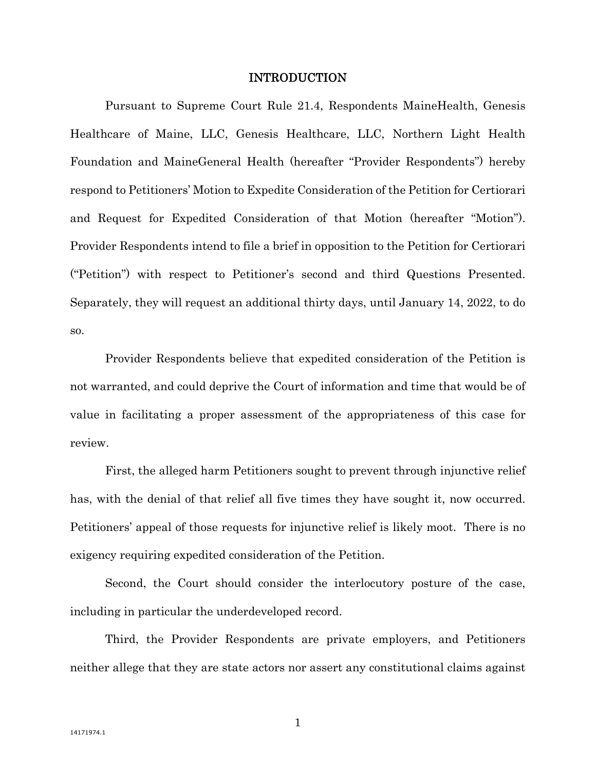## INTRODUCTION

Pursuant to Supreme Court Rule 21.4, Respondents MaineHealth, Genesis Healthcare of Maine, LLC, Genesis Healthcare, LLC, Northern Light Health Foundation and MaineGeneral Health (hereafter "Provider Respondents") hereby respond to Petitioners' Motion to Expedite Consideration of the Petition for Certiorari and Request for Expedited Consideration of that Motion (hereafter "Motion"). Provider Respondents intend to file a brief in opposition to the Petition for Certiorari ("Petition") with respect to Petitioner's second and third Questions Presented. Separately, they will request an additional thirty days, until January 14, 2022, to do so.

Provider Respondents believe that expedited consideration of the Petition is not warranted, and could deprive the Court of information and time that would be of value in facilitating a proper assessment of the appropriateness of this case for review.

First, the alleged harm Petitioners sought to prevent through injunctive relief has, with the denial of that relief all five times they have sought it, now occurred. Petitioners' appeal of those requests for injunctive relief is likely moot. There is no exigency requiring expedited consideration of the Petition.

Second, the Court should consider the interlocutory posture of the case, including in particular the underdeveloped record.

Third, the Provider Respondents are private employers, and Petitioners neither allege that they are state actors nor assert any constitutional claims against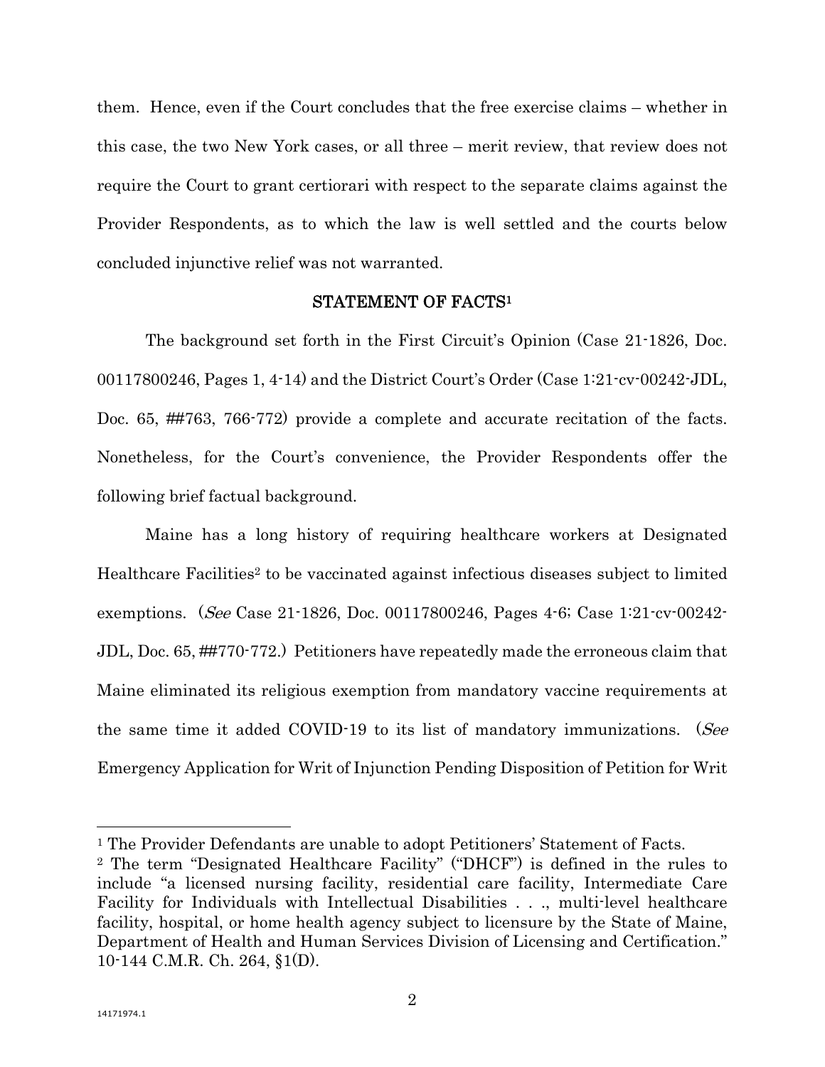them. Hence, even if the Court concludes that the free exercise claims – whether in this case, the two New York cases, or all three – merit review, that review does not require the Court to grant certiorari with respect to the separate claims against the Provider Respondents, as to which the law is well settled and the courts below concluded injunctive relief was not warranted.

## STATEMENT OF FACTS[1]

The background set forth in the First Circuit's Opinion (Case 21-1826, Doc. 00117800246, Pages 1, 4-14) and the District Court's Order (Case 1:21-cv-00242-JDL, Doc. 65, ##763, 766-772) provide a complete and accurate recitation of the facts. Nonetheless, for the Court's convenience, the Provider Respondents offer the following brief factual background.

Maine has a long history of requiring healthcare workers at Designated Healthcare Facilities[2] to be vaccinated against infectious diseases subject to limited exemptions. (*See* Case 21-1826, Doc. 00117800246, Pages 4-6; Case 1:21-cv-00242-JDL, Doc. 65, ##770-772.) Petitioners have repeatedly made the erroneous claim that Maine eliminated its religious exemption from mandatory vaccine requirements at the same time it added COVID-19 to its list of mandatory immunizations. (*See* Emergency Application for Writ of Injunction Pending Disposition of Petition for Writ

---

[1] The Provider Defendants are unable to adopt Petitioners' Statement of Facts.

[2] The term "Designated Healthcare Facility" ("DHCF") is defined in the rules to include "a licensed nursing facility, residential care facility, Intermediate Care Facility for Individuals with Intellectual Disabilities . . ., multi-level healthcare facility, hospital, or home health agency subject to licensure by the State of Maine, Department of Health and Human Services Division of Licensing and Certification." 10-144 C.M.R. Ch. 264, §1(D).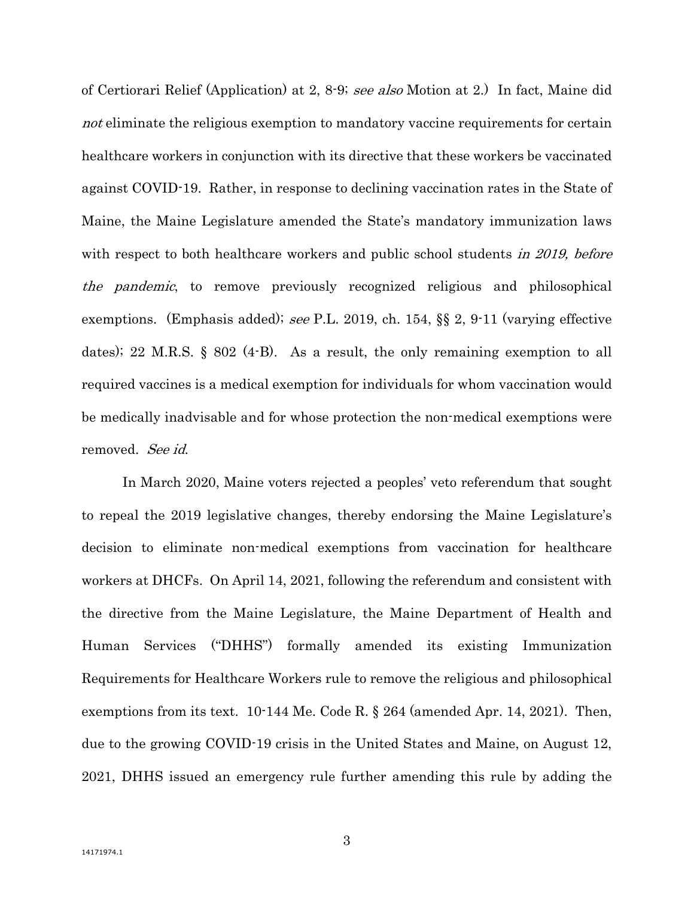of Certiorari Relief (Application) at 2, 8-9; *see also* Motion at 2.) In fact, Maine did *not* eliminate the religious exemption to mandatory vaccine requirements for certain healthcare workers in conjunction with its directive that these workers be vaccinated against COVID-19. Rather, in response to declining vaccination rates in the State of Maine, the Maine Legislature amended the State's mandatory immunization laws with respect to both healthcare workers and public school students *in 2019, before the pandemic*, to remove previously recognized religious and philosophical exemptions. (Emphasis added); *see* P.L. 2019, ch. 154, §§ 2, 9-11 (varying effective dates); 22 M.R.S. § 802 (4-B). As a result, the only remaining exemption to all required vaccines is a medical exemption for individuals for whom vaccination would be medically inadvisable and for whose protection the non-medical exemptions were removed. *See id.*

In March 2020, Maine voters rejected a peoples' veto referendum that sought to repeal the 2019 legislative changes, thereby endorsing the Maine Legislature's decision to eliminate non-medical exemptions from vaccination for healthcare workers at DHCFs. On April 14, 2021, following the referendum and consistent with the directive from the Maine Legislature, the Maine Department of Health and Human Services ("DHHS") formally amended its existing Immunization Requirements for Healthcare Workers rule to remove the religious and philosophical exemptions from its text. 10-144 Me. Code R. § 264 (amended Apr. 14, 2021). Then, due to the growing COVID-19 crisis in the United States and Maine, on August 12, 2021, DHHS issued an emergency rule further amending this rule by adding the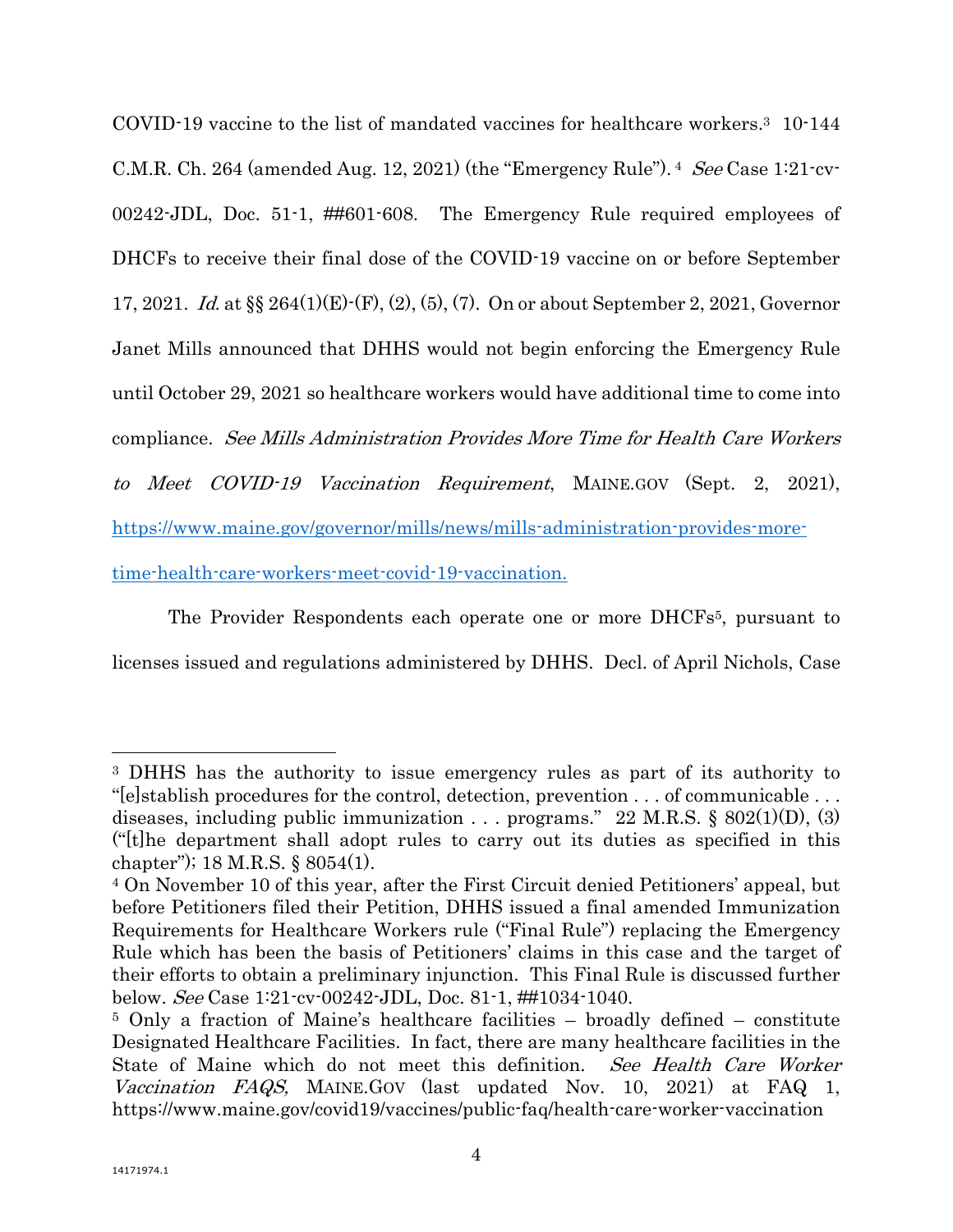COVID-19 vaccine to the list of mandated vaccines for healthcare workers.[3] 10-144 C.M.R. Ch. 264 (amended Aug. 12, 2021) (the "Emergency Rule").[4] *See* Case 1:21-cv-00242-JDL, Doc. 51-1, ##601-608. The Emergency Rule required employees of DHCFs to receive their final dose of the COVID-19 vaccine on or before September 17, 2021. *Id.* at §§ 264(1)(E)-(F), (2), (5), (7). On or about September 2, 2021, Governor Janet Mills announced that DHHS would not begin enforcing the Emergency Rule until October 29, 2021 so healthcare workers would have additional time to come into compliance. *See Mills Administration Provides More Time for Health Care Workers to Meet COVID-19 Vaccination Requirement*, MAINE.GOV (Sept. 2, 2021), [https://www.maine.gov/governor/mills/news/mills-administration-provides-more-time-health-care-workers-meet-covid-19-vaccination.](https://www.maine.gov/governor/mills/news/mills-administration-provides-more-time-health-care-workers-meet-covid-19-vaccination)

The Provider Respondents each operate one or more DHCFs[5], pursuant to licenses issued and regulations administered by DHHS. Decl. of April Nichols, Case

---

[3] DHHS has the authority to issue emergency rules as part of its authority to "[e]stablish procedures for the control, detection, prevention . . . of communicable . . . diseases, including public immunization . . . programs." 22 M.R.S. § 802(1)(D), (3) ("[t]he department shall adopt rules to carry out its duties as specified in this chapter"); 18 M.R.S. § 8054(1).

[4] On November 10 of this year, after the First Circuit denied Petitioners' appeal, but before Petitioners filed their Petition, DHHS issued a final amended Immunization Requirements for Healthcare Workers rule ("Final Rule") replacing the Emergency Rule which has been the basis of Petitioners' claims in this case and the target of their efforts to obtain a preliminary injunction. This Final Rule is discussed further below. *See* Case 1:21-cv-00242-JDL, Doc. 81-1, ##1034-1040.

[5] Only a fraction of Maine's healthcare facilities – broadly defined – constitute Designated Healthcare Facilities. In fact, there are many healthcare facilities in the State of Maine which do not meet this definition. *See Health Care Worker Vaccination FAQS,* MAINE.GOV (last updated Nov. 10, 2021) at FAQ 1, https://www.maine.gov/covid19/vaccines/public-faq/health-care-worker-vaccination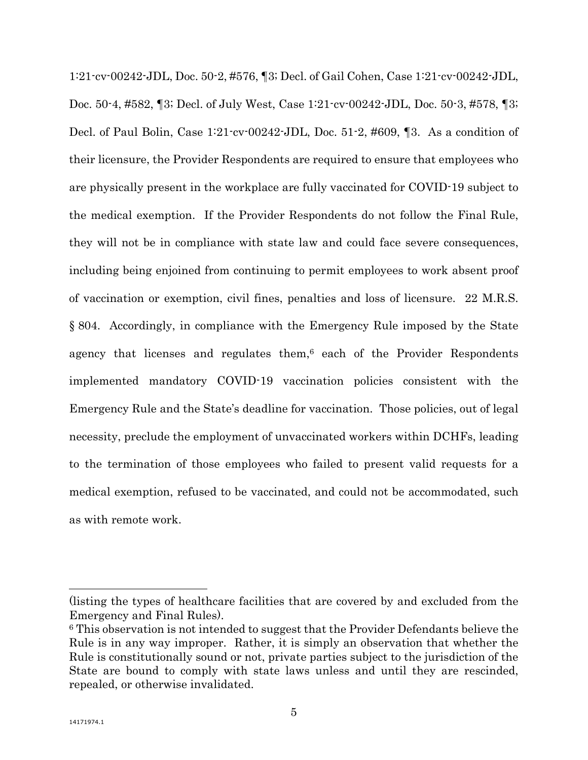1:21-cv-00242-JDL, Doc. 50-2, #576, ¶3; Decl. of Gail Cohen, Case 1:21-cv-00242-JDL, Doc. 50-4, #582, ¶3; Decl. of July West, Case 1:21-cv-00242-JDL, Doc. 50-3, #578, ¶3; Decl. of Paul Bolin, Case 1:21-cv-00242-JDL, Doc. 51-2, #609, ¶3. As a condition of their licensure, the Provider Respondents are required to ensure that employees who are physically present in the workplace are fully vaccinated for COVID-19 subject to the medical exemption. If the Provider Respondents do not follow the Final Rule, they will not be in compliance with state law and could face severe consequences, including being enjoined from continuing to permit employees to work absent proof of vaccination or exemption, civil fines, penalties and loss of licensure. 22 M.R.S. § 804. Accordingly, in compliance with the Emergency Rule imposed by the State agency that licenses and regulates them,[6] each of the Provider Respondents implemented mandatory COVID-19 vaccination policies consistent with the Emergency Rule and the State's deadline for vaccination. Those policies, out of legal necessity, preclude the employment of unvaccinated workers within DCHFs, leading to the termination of those employees who failed to present valid requests for a medical exemption, refused to be vaccinated, and could not be accommodated, such as with remote work.

---

(listing the types of healthcare facilities that are covered by and excluded from the Emergency and Final Rules).

[6] This observation is not intended to suggest that the Provider Defendants believe the Rule is in any way improper. Rather, it is simply an observation that whether the Rule is constitutionally sound or not, private parties subject to the jurisdiction of the State are bound to comply with state laws unless and until they are rescinded, repealed, or otherwise invalidated.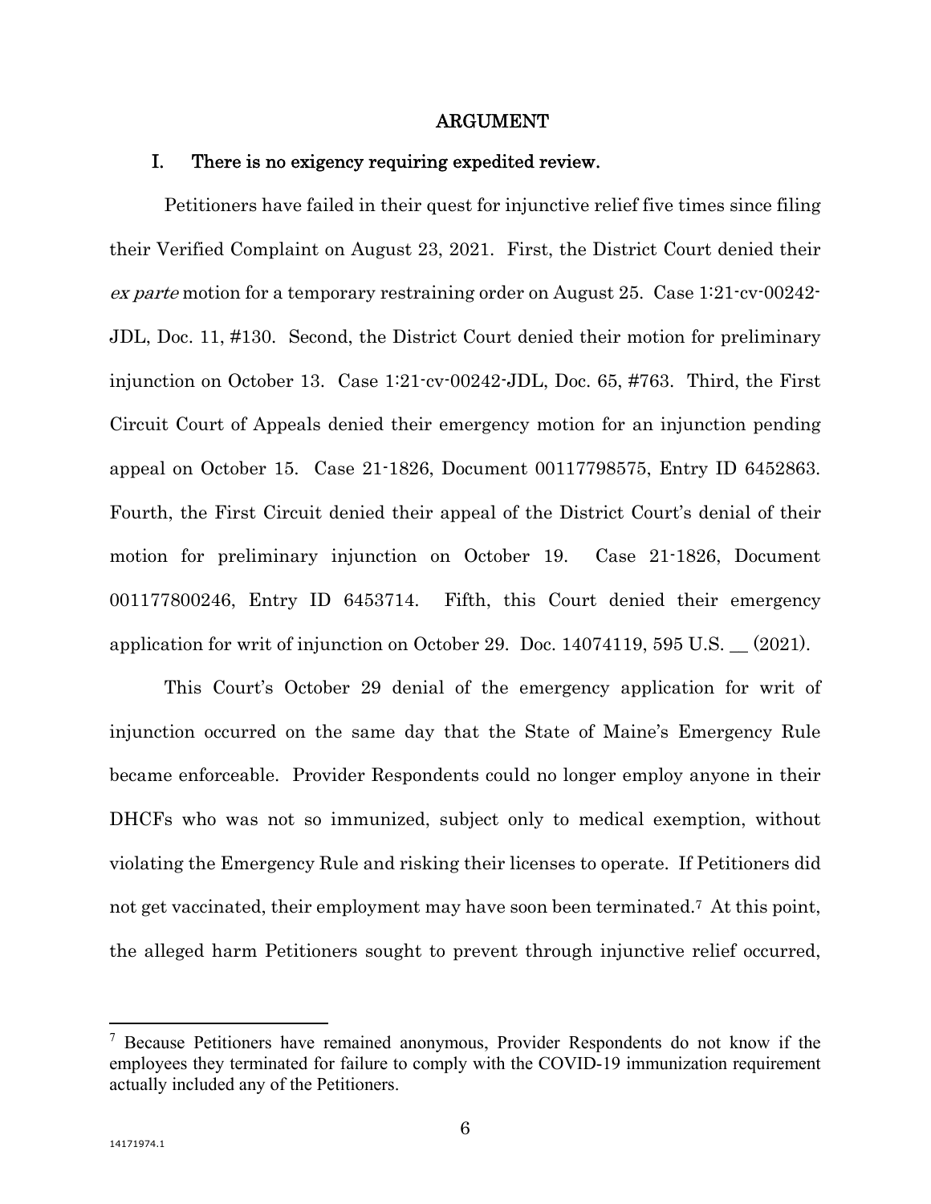## ARGUMENT

### I. There is no exigency requiring expedited review.

Petitioners have failed in their quest for injunctive relief five times since filing their Verified Complaint on August 23, 2021. First, the District Court denied their *ex parte* motion for a temporary restraining order on August 25. Case 1:21-cv-00242-JDL, Doc. 11, #130. Second, the District Court denied their motion for preliminary injunction on October 13. Case 1:21-cv-00242-JDL, Doc. 65, #763. Third, the First Circuit Court of Appeals denied their emergency motion for an injunction pending appeal on October 15. Case 21-1826, Document 00117798575, Entry ID 6452863. Fourth, the First Circuit denied their appeal of the District Court's denial of their motion for preliminary injunction on October 19. Case 21-1826, Document 001177800246, Entry ID 6453714. Fifth, this Court denied their emergency application for writ of injunction on October 29. Doc. 14074119, 595 U.S. __ (2021).

This Court's October 29 denial of the emergency application for writ of injunction occurred on the same day that the State of Maine's Emergency Rule became enforceable. Provider Respondents could no longer employ anyone in their DHCFs who was not so immunized, subject only to medical exemption, without violating the Emergency Rule and risking their licenses to operate. If Petitioners did not get vaccinated, their employment may have soon been terminated.[7] At this point, the alleged harm Petitioners sought to prevent through injunctive relief occurred,

---

[7] Because Petitioners have remained anonymous, Provider Respondents do not know if the employees they terminated for failure to comply with the COVID-19 immunization requirement actually included any of the Petitioners.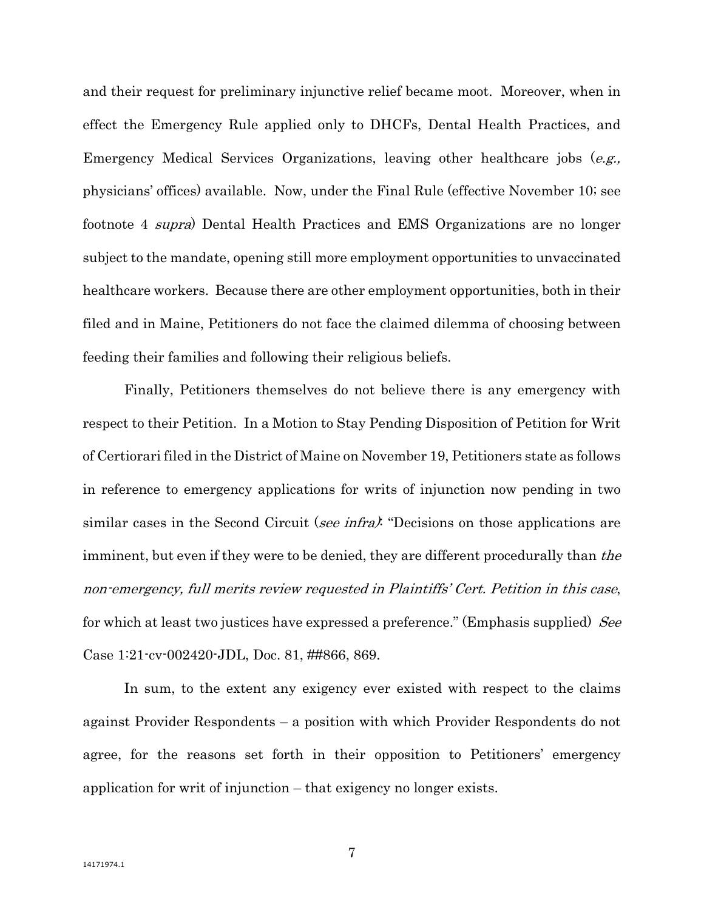and their request for preliminary injunctive relief became moot. Moreover, when in effect the Emergency Rule applied only to DHCFs, Dental Health Practices, and Emergency Medical Services Organizations, leaving other healthcare jobs (*e.g.,* physicians' offices) available. Now, under the Final Rule (effective November 10; see footnote 4 *supra*) Dental Health Practices and EMS Organizations are no longer subject to the mandate, opening still more employment opportunities to unvaccinated healthcare workers. Because there are other employment opportunities, both in their filed and in Maine, Petitioners do not face the claimed dilemma of choosing between feeding their families and following their religious beliefs.

Finally, Petitioners themselves do not believe there is any emergency with respect to their Petition. In a Motion to Stay Pending Disposition of Petition for Writ of Certiorari filed in the District of Maine on November 19, Petitioners state as follows in reference to emergency applications for writs of injunction now pending in two similar cases in the Second Circuit (*see infra*): "Decisions on those applications are imminent, but even if they were to be denied, they are different procedurally than *the non-emergency, full merits review requested in Plaintiffs' Cert. Petition in this case*, for which at least two justices have expressed a preference." (Emphasis supplied) *See* Case 1:21-cv-002420-JDL, Doc. 81, ##866, 869.

In sum, to the extent any exigency ever existed with respect to the claims against Provider Respondents – a position with which Provider Respondents do not agree, for the reasons set forth in their opposition to Petitioners' emergency application for writ of injunction – that exigency no longer exists.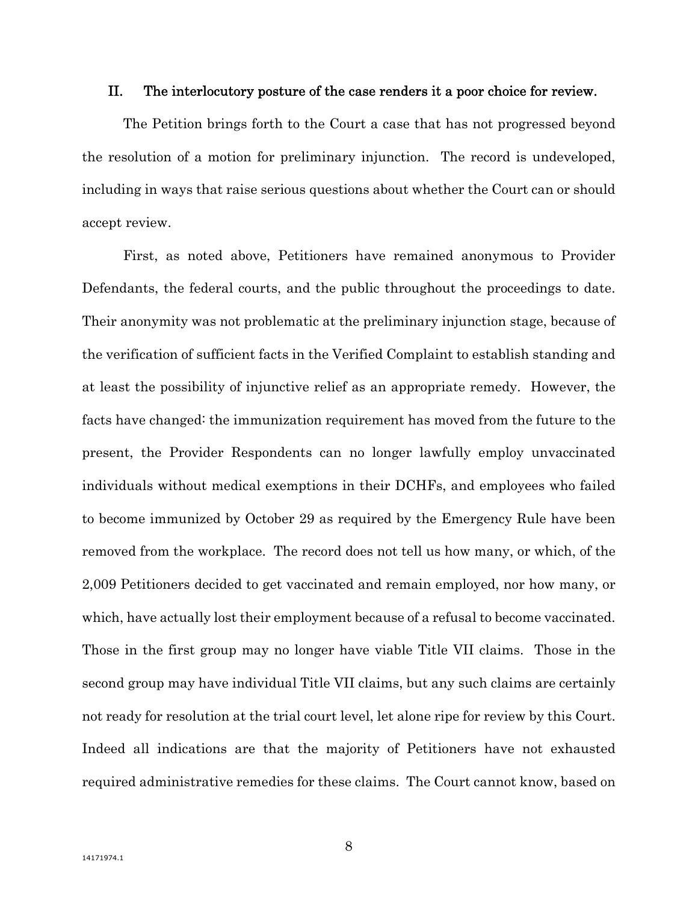## II. The interlocutory posture of the case renders it a poor choice for review.

The Petition brings forth to the Court a case that has not progressed beyond the resolution of a motion for preliminary injunction. The record is undeveloped, including in ways that raise serious questions about whether the Court can or should accept review.

First, as noted above, Petitioners have remained anonymous to Provider Defendants, the federal courts, and the public throughout the proceedings to date. Their anonymity was not problematic at the preliminary injunction stage, because of the verification of sufficient facts in the Verified Complaint to establish standing and at least the possibility of injunctive relief as an appropriate remedy. However, the facts have changed: the immunization requirement has moved from the future to the present, the Provider Respondents can no longer lawfully employ unvaccinated individuals without medical exemptions in their DCHFs, and employees who failed to become immunized by October 29 as required by the Emergency Rule have been removed from the workplace. The record does not tell us how many, or which, of the 2,009 Petitioners decided to get vaccinated and remain employed, nor how many, or which, have actually lost their employment because of a refusal to become vaccinated. Those in the first group may no longer have viable Title VII claims. Those in the second group may have individual Title VII claims, but any such claims are certainly not ready for resolution at the trial court level, let alone ripe for review by this Court. Indeed all indications are that the majority of Petitioners have not exhausted required administrative remedies for these claims. The Court cannot know, based on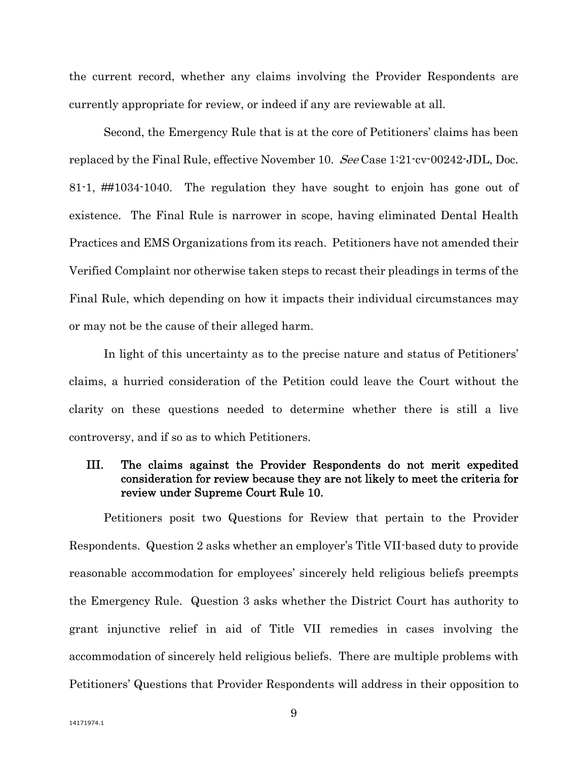the current record, whether any claims involving the Provider Respondents are currently appropriate for review, or indeed if any are reviewable at all.

Second, the Emergency Rule that is at the core of Petitioners' claims has been replaced by the Final Rule, effective November 10. *See* Case 1:21-cv-00242-JDL, Doc. 81-1, ##1034-1040. The regulation they have sought to enjoin has gone out of existence. The Final Rule is narrower in scope, having eliminated Dental Health Practices and EMS Organizations from its reach. Petitioners have not amended their Verified Complaint nor otherwise taken steps to recast their pleadings in terms of the Final Rule, which depending on how it impacts their individual circumstances may or may not be the cause of their alleged harm.

In light of this uncertainty as to the precise nature and status of Petitioners' claims, a hurried consideration of the Petition could leave the Court without the clarity on these questions needed to determine whether there is still a live controversy, and if so as to which Petitioners.

## III. The claims against the Provider Respondents do not merit expedited consideration for review because they are not likely to meet the criteria for review under Supreme Court Rule 10.

Petitioners posit two Questions for Review that pertain to the Provider Respondents. Question 2 asks whether an employer's Title VII-based duty to provide reasonable accommodation for employees' sincerely held religious beliefs preempts the Emergency Rule. Question 3 asks whether the District Court has authority to grant injunctive relief in aid of Title VII remedies in cases involving the accommodation of sincerely held religious beliefs. There are multiple problems with Petitioners' Questions that Provider Respondents will address in their opposition to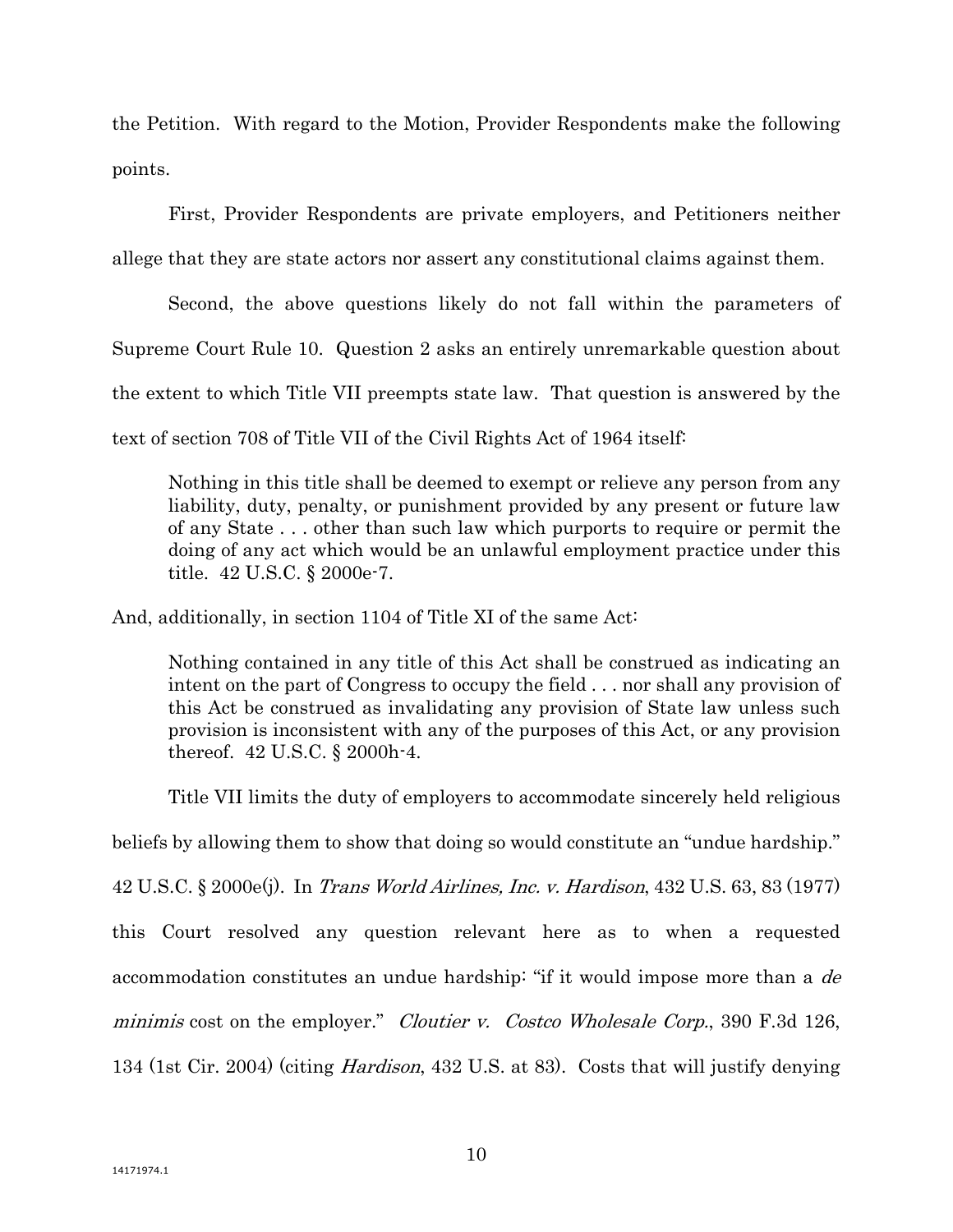the Petition. With regard to the Motion, Provider Respondents make the following points.

First, Provider Respondents are private employers, and Petitioners neither allege that they are state actors nor assert any constitutional claims against them.

Second, the above questions likely do not fall within the parameters of Supreme Court Rule 10. Question 2 asks an entirely unremarkable question about the extent to which Title VII preempts state law. That question is answered by the text of section 708 of Title VII of the Civil Rights Act of 1964 itself:

> Nothing in this title shall be deemed to exempt or relieve any person from any liability, duty, penalty, or punishment provided by any present or future law of any State . . . other than such law which purports to require or permit the doing of any act which would be an unlawful employment practice under this title. 42 U.S.C. § 2000e-7.

And, additionally, in section 1104 of Title XI of the same Act:

> Nothing contained in any title of this Act shall be construed as indicating an intent on the part of Congress to occupy the field . . . nor shall any provision of this Act be construed as invalidating any provision of State law unless such provision is inconsistent with any of the purposes of this Act, or any provision thereof. 42 U.S.C. § 2000h-4.

Title VII limits the duty of employers to accommodate sincerely held religious beliefs by allowing them to show that doing so would constitute an "undue hardship." 42 U.S.C. § 2000e(j). In *Trans World Airlines, Inc. v. Hardison*, 432 U.S. 63, 83 (1977) this Court resolved any question relevant here as to when a requested accommodation constitutes an undue hardship: "if it would impose more than a *de minimis* cost on the employer." *Cloutier v. Costco Wholesale Corp.*, 390 F.3d 126, 134 (1st Cir. 2004) (citing *Hardison*, 432 U.S. at 83). Costs that will justify denying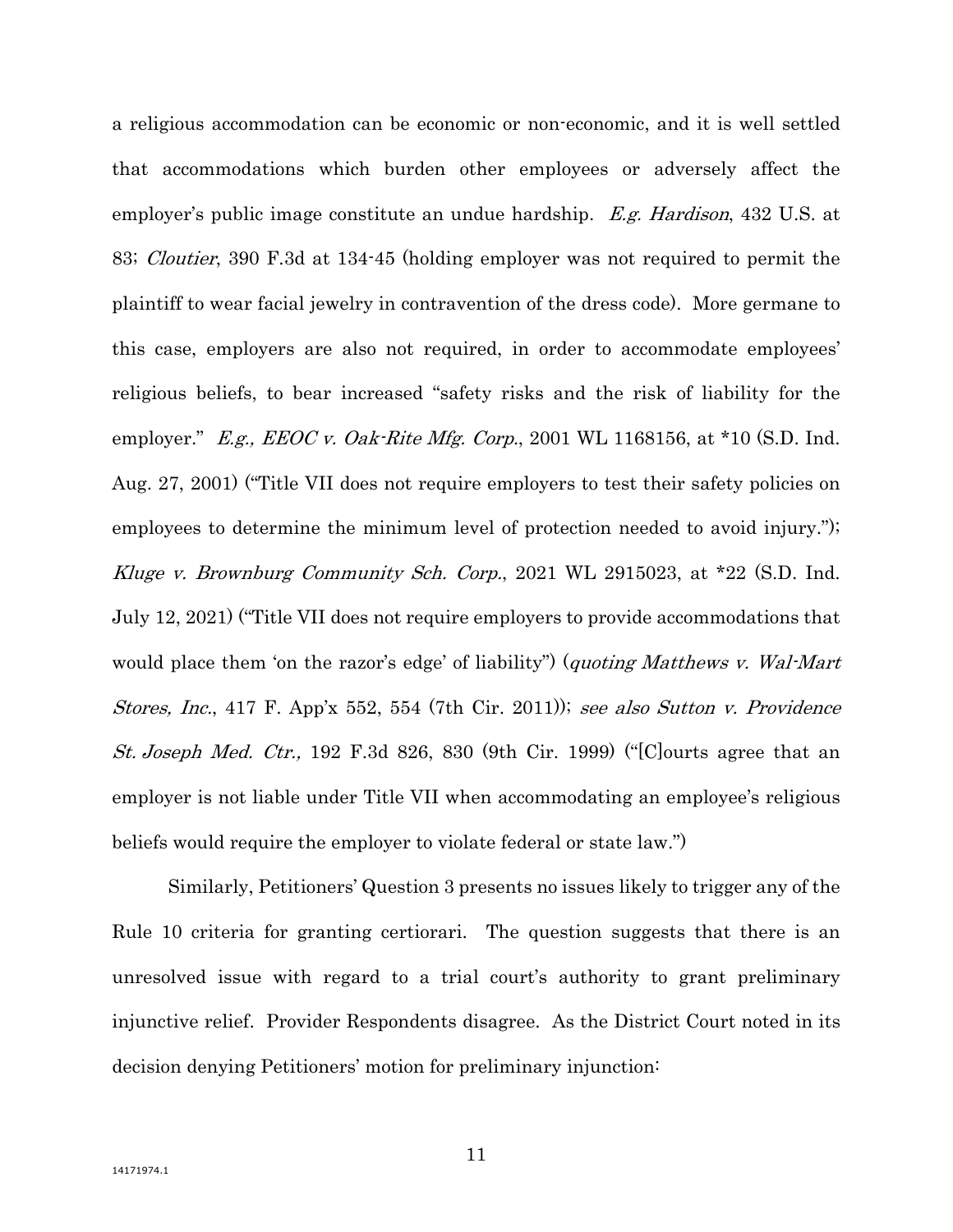a religious accommodation can be economic or non-economic, and it is well settled that accommodations which burden other employees or adversely affect the employer's public image constitute an undue hardship. *E.g. Hardison*, 432 U.S. at 83; *Cloutier*, 390 F.3d at 134-45 (holding employer was not required to permit the plaintiff to wear facial jewelry in contravention of the dress code). More germane to this case, employers are also not required, in order to accommodate employees' religious beliefs, to bear increased "safety risks and the risk of liability for the employer." *E.g., EEOC v. Oak-Rite Mfg. Corp.*, 2001 WL 1168156, at *10 (S.D. Ind. Aug. 27, 2001) ("Title VII does not require employers to test their safety policies on employees to determine the minimum level of protection needed to avoid injury."); *Kluge v. Brownburg Community Sch. Corp.*, 2021 WL 2915023, at *22 (S.D. Ind. July 12, 2021) ("Title VII does not require employers to provide accommodations that would place them 'on the razor's edge' of liability") (*quoting Matthews v. Wal-Mart Stores, Inc.*, 417 F. App'x 552, 554 (7th Cir. 2011)); *see also Sutton v. Providence St. Joseph Med. Ctr.,* 192 F.3d 826, 830 (9th Cir. 1999) ("[C]ourts agree that an employer is not liable under Title VII when accommodating an employee's religious beliefs would require the employer to violate federal or state law.")

Similarly, Petitioners' Question 3 presents no issues likely to trigger any of the Rule 10 criteria for granting certiorari. The question suggests that there is an unresolved issue with regard to a trial court's authority to grant preliminary injunctive relief. Provider Respondents disagree. As the District Court noted in its decision denying Petitioners' motion for preliminary injunction: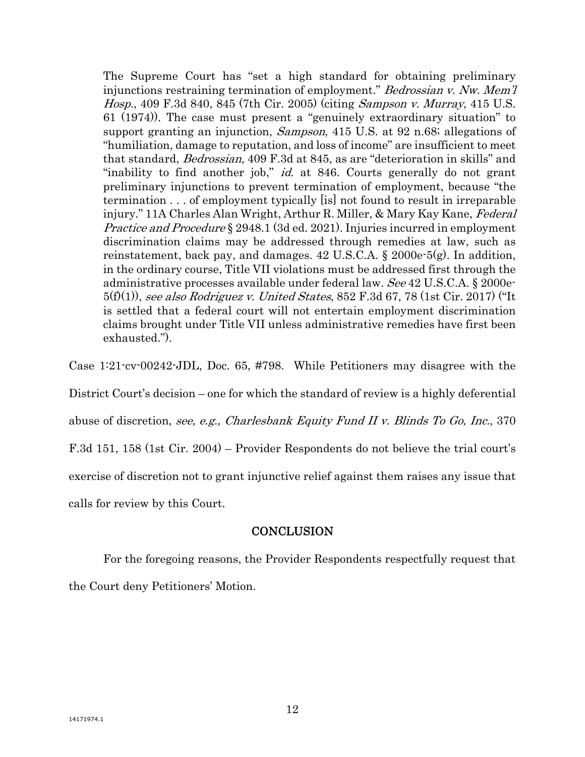> The Supreme Court has "set a high standard for obtaining preliminary injunctions restraining termination of employment." *Bedrossian v. Nw. Mem'l Hosp.*, 409 F.3d 840, 845 (7th Cir. 2005) (citing *Sampson v. Murray*, 415 U.S. 61 (1974)). The case must present a "genuinely extraordinary situation" to support granting an injunction, *Sampson*, 415 U.S. at 92 n.68; allegations of "humiliation, damage to reputation, and loss of income" are insufficient to meet that standard, *Bedrossian*, 409 F.3d at 845, as are "deterioration in skills" and "inability to find another job," *id.* at 846. Courts generally do not grant preliminary injunctions to prevent termination of employment, because "the termination . . . of employment typically [is] not found to result in irreparable injury." 11A Charles Alan Wright, Arthur R. Miller, & Mary Kay Kane, *Federal Practice and Procedure* § 2948.1 (3d ed. 2021). Injuries incurred in employment discrimination claims may be addressed through remedies at law, such as reinstatement, back pay, and damages. 42 U.S.C.A. § 2000e-5(g). In addition, in the ordinary course, Title VII violations must be addressed first through the administrative processes available under federal law. *See* 42 U.S.C.A. § 2000e-5(f)(1)), *see also Rodriguez v. United States*, 852 F.3d 67, 78 (1st Cir. 2017) ("It is settled that a federal court will not entertain employment discrimination claims brought under Title VII unless administrative remedies have first been exhausted.").

Case 1:21-cv-00242-JDL, Doc. 65, #798. While Petitioners may disagree with the District Court's decision – one for which the standard of review is a highly deferential abuse of discretion, *see, e.g., Charlesbank Equity Fund II v. Blinds To Go, Inc.*, 370 F.3d 151, 158 (1st Cir. 2004) – Provider Respondents do not believe the trial court's exercise of discretion not to grant injunctive relief against them raises any issue that calls for review by this Court.

## CONCLUSION

For the foregoing reasons, the Provider Respondents respectfully request that the Court deny Petitioners' Motion.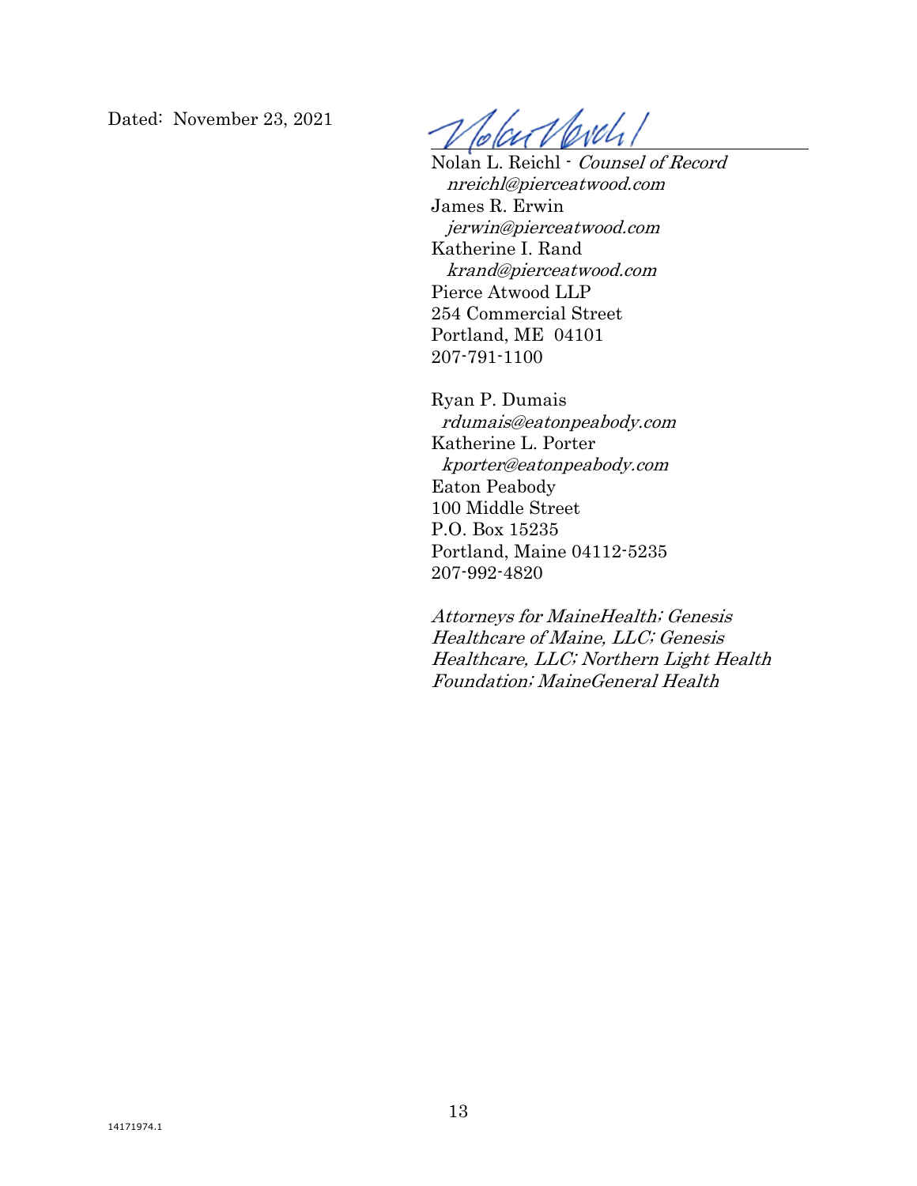Dated: November 23, 2021

/s/ Nolan L. Reichl

Nolan L. Reichl - *Counsel of Record*
*nreichl@pierceatwood.com*
James R. Erwin
*jerwin@pierceatwood.com*
Katherine I. Rand
*krand@pierceatwood.com*
Pierce Atwood LLP
254 Commercial Street
Portland, ME 04101
207-791-1100

Ryan P. Dumais
*rdumais@eatonpeabody.com*
Katherine L. Porter
*kporter@eatonpeabody.com*
Eaton Peabody
100 Middle Street
P.O. Box 15235
Portland, Maine 04112-5235
207-992-4820

*Attorneys for MaineHealth; Genesis Healthcare of Maine, LLC; Genesis Healthcare, LLC; Northern Light Health Foundation; MaineGeneral Health*

14171974.1